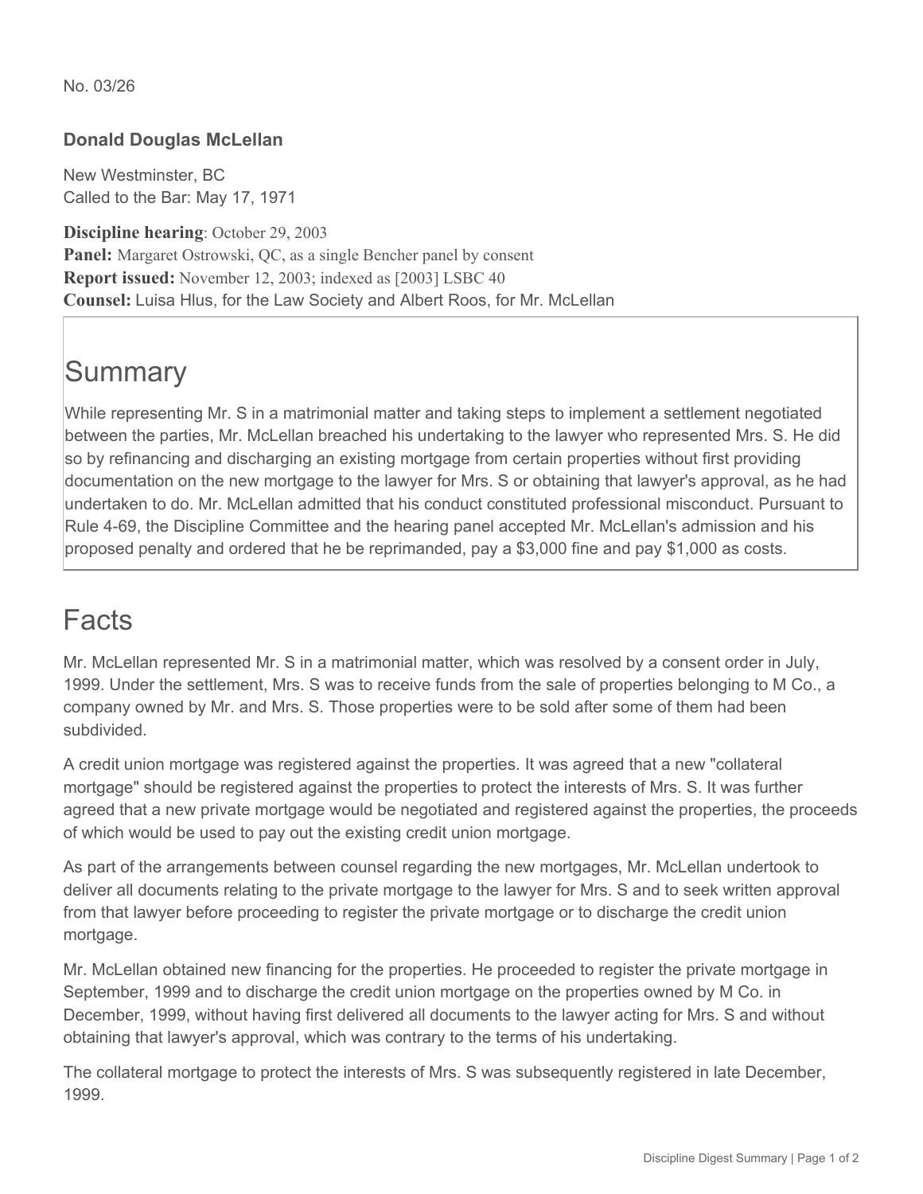No. 03/26

**Donald Douglas McLellan**

New Westminster, BC
Called to the Bar: May 17, 1971

**Discipline hearing**: October 29, 2003
**Panel:** Margaret Ostrowski, QC, as a single Bencher panel by consent
**Report issued:** November 12, 2003; indexed as [2003] LSBC 40
**Counsel:** Luisa Hlus, for the Law Society and Albert Roos, for Mr. McLellan

# Summary

While representing Mr. S in a matrimonial matter and taking steps to implement a settlement negotiated between the parties, Mr. McLellan breached his undertaking to the lawyer who represented Mrs. S. He did so by refinancing and discharging an existing mortgage from certain properties without first providing documentation on the new mortgage to the lawyer for Mrs. S or obtaining that lawyer's approval, as he had undertaken to do. Mr. McLellan admitted that his conduct constituted professional misconduct. Pursuant to Rule 4-69, the Discipline Committee and the hearing panel accepted Mr. McLellan's admission and his proposed penalty and ordered that he be reprimanded, pay a $3,000 fine and pay $1,000 as costs.

# Facts

Mr. McLellan represented Mr. S in a matrimonial matter, which was resolved by a consent order in July, 1999. Under the settlement, Mrs. S was to receive funds from the sale of properties belonging to M Co., a company owned by Mr. and Mrs. S. Those properties were to be sold after some of them had been subdivided.

A credit union mortgage was registered against the properties. It was agreed that a new "collateral mortgage" should be registered against the properties to protect the interests of Mrs. S. It was further agreed that a new private mortgage would be negotiated and registered against the properties, the proceeds of which would be used to pay out the existing credit union mortgage.

As part of the arrangements between counsel regarding the new mortgages, Mr. McLellan undertook to deliver all documents relating to the private mortgage to the lawyer for Mrs. S and to seek written approval from that lawyer before proceeding to register the private mortgage or to discharge the credit union mortgage.

Mr. McLellan obtained new financing for the properties. He proceeded to register the private mortgage in September, 1999 and to discharge the credit union mortgage on the properties owned by M Co. in December, 1999, without having first delivered all documents to the lawyer acting for Mrs. S and without obtaining that lawyer's approval, which was contrary to the terms of his undertaking.

The collateral mortgage to protect the interests of Mrs. S was subsequently registered in late December, 1999.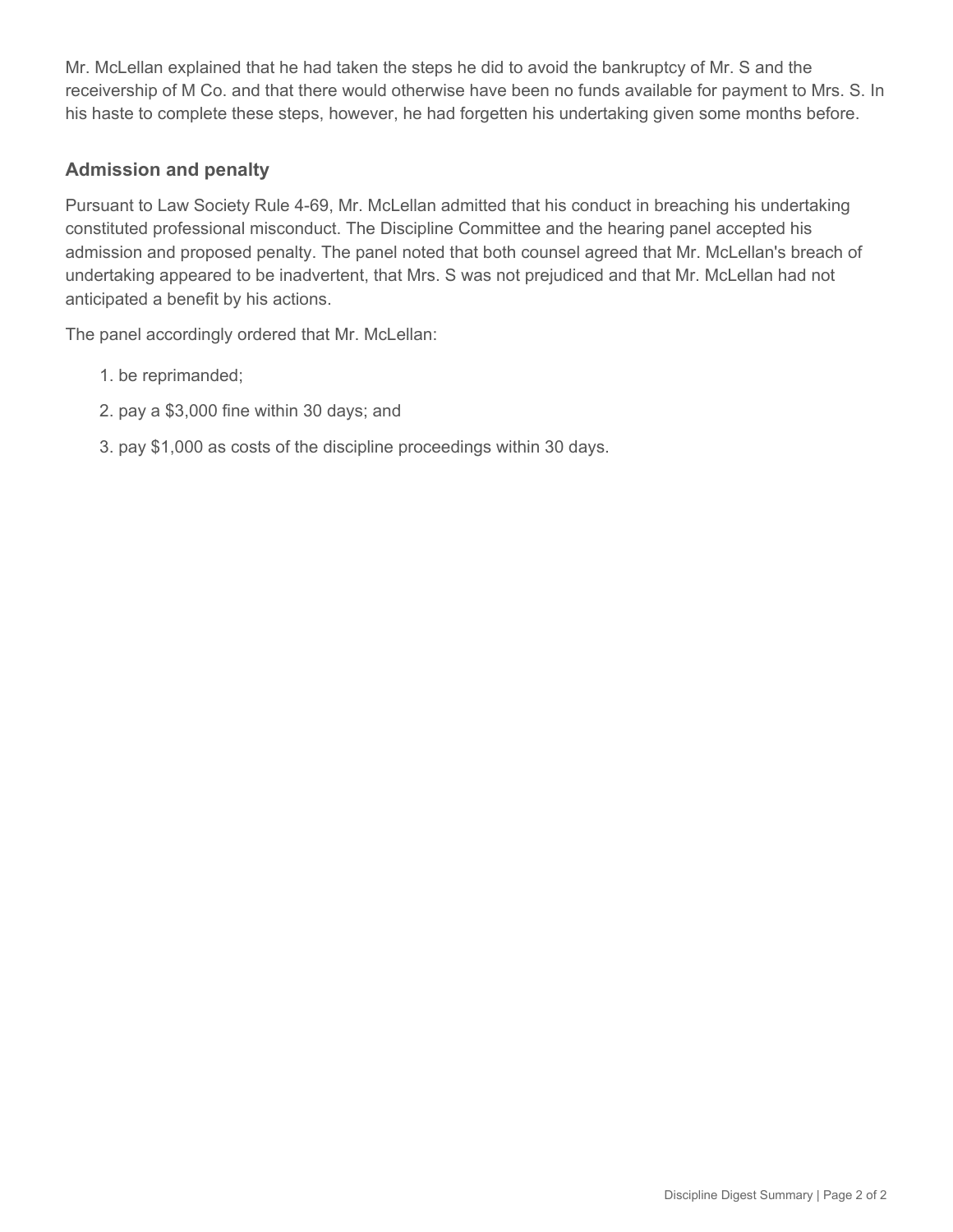Mr. McLellan explained that he had taken the steps he did to avoid the bankruptcy of Mr. S and the receivership of M Co. and that there would otherwise have been no funds available for payment to Mrs. S. In his haste to complete these steps, however, he had forgetten his undertaking given some months before.

### Admission and penalty

Pursuant to Law Society Rule 4-69, Mr. McLellan admitted that his conduct in breaching his undertaking constituted professional misconduct. The Discipline Committee and the hearing panel accepted his admission and proposed penalty. The panel noted that both counsel agreed that Mr. McLellan's breach of undertaking appeared to be inadvertent, that Mrs. S was not prejudiced and that Mr. McLellan had not anticipated a benefit by his actions.

The panel accordingly ordered that Mr. McLellan:

1. be reprimanded;
2. pay a $3,000 fine within 30 days; and
3. pay $1,000 as costs of the discipline proceedings within 30 days.